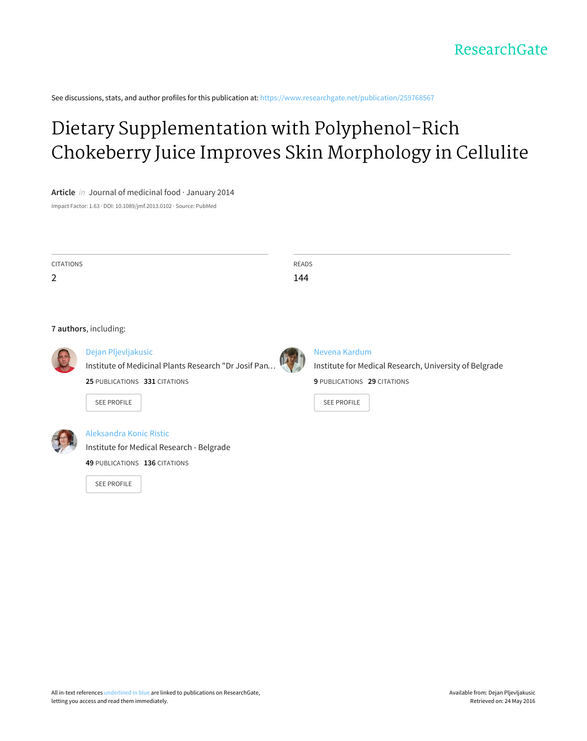ResearchGate

See discussions, stats, and author profiles for this publication at: https://www.researchgate.net/publication/259768567

# Dietary Supplementation with Polyphenol-Rich Chokeberry Juice Improves Skin Morphology in Cellulite

**Article** *in* Journal of medicinal food · January 2014

Impact Factor: 1.63 · DOI: 10.1089/jmf.2013.0102 · Source: PubMed

CITATIONS
2

READS
144

**7 authors**, including:

Dejan Pljevljakusic
Institute of Medicinal Plants Research "Dr Josif Pan…
**25** PUBLICATIONS **331** CITATIONS

SEE PROFILE

Nevena Kardum
Institute for Medical Research, University of Belgrade
**9** PUBLICATIONS **29** CITATIONS

SEE PROFILE

Aleksandra Konic Ristic
Institute for Medical Research - Belgrade
**49** PUBLICATIONS **136** CITATIONS

SEE PROFILE

All in-text references underlined in blue are linked to publications on ResearchGate, letting you access and read them immediately.

Available from: Dejan Pljevljakusic
Retrieved on: 24 May 2016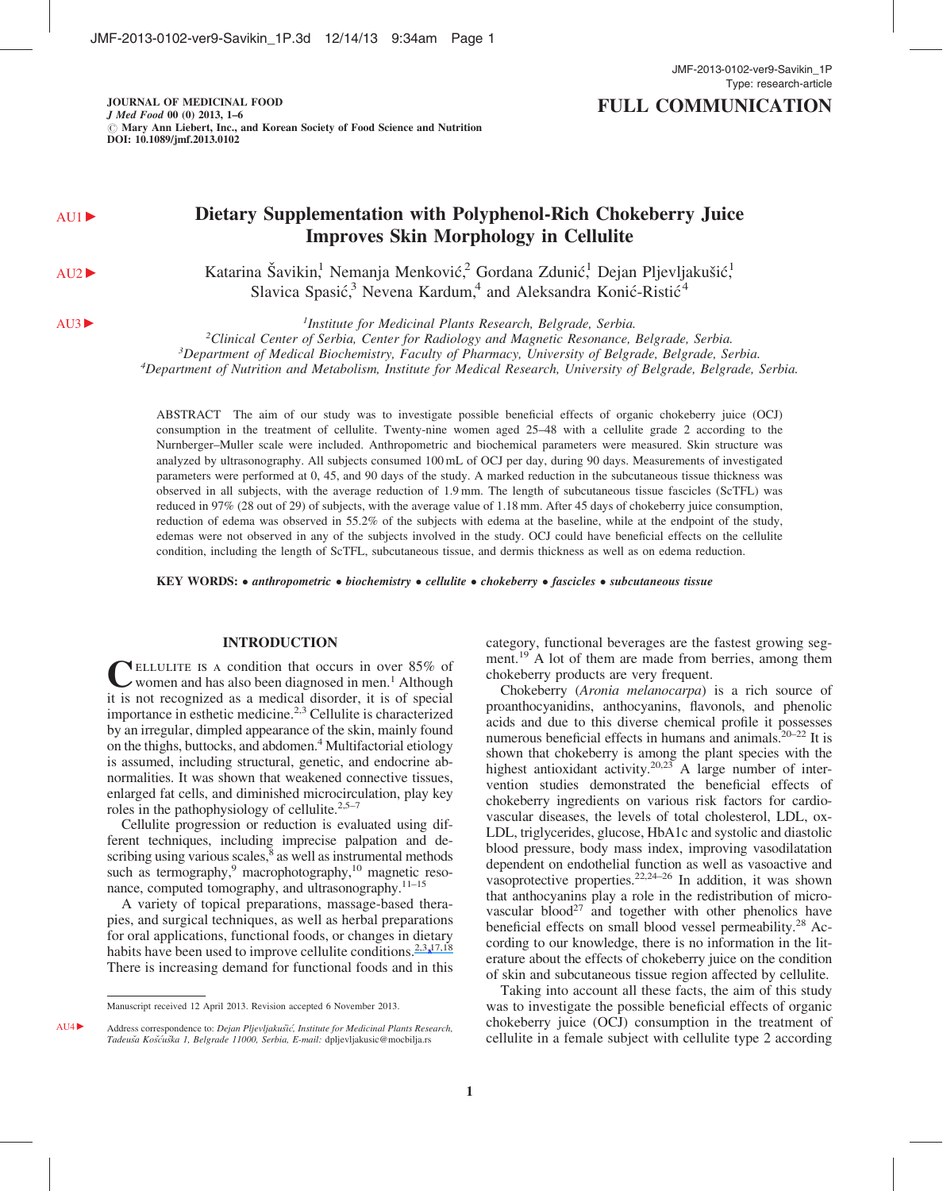# Dietary Supplementation with Polyphenol-Rich Chokeberry Juice Improves Skin Morphology in Cellulite

Katarina Šavikin,[1] Nemanja Menković,[2] Gordana Zdunić,[1] Dejan Pljevljakušić,[1] Slavica Spasić,[3] Nevena Kardum,[4] and Aleksandra Konić-Ristić[4]

[1]*Institute for Medicinal Plants Research, Belgrade, Serbia.*
[2]*Clinical Center of Serbia, Center for Radiology and Magnetic Resonance, Belgrade, Serbia.*
[3]*Department of Medical Biochemistry, Faculty of Pharmacy, University of Belgrade, Belgrade, Serbia.*
[4]*Department of Nutrition and Metabolism, Institute for Medical Research, University of Belgrade, Belgrade, Serbia.*

ABSTRACT The aim of our study was to investigate possible beneficial effects of organic chokeberry juice (OCJ) consumption in the treatment of cellulite. Twenty-nine women aged 25–48 with a cellulite grade 2 according to the Nurnberger–Muller scale were included. Anthropometric and biochemical parameters were measured. Skin structure was analyzed by ultrasonography. All subjects consumed 100 mL of OCJ per day, during 90 days. Measurements of investigated parameters were performed at 0, 45, and 90 days of the study. A marked reduction in the subcutaneous tissue thickness was observed in all subjects, with the average reduction of 1.9 mm. The length of subcutaneous tissue fascicles (ScTFL) was reduced in 97% (28 out of 29) of subjects, with the average value of 1.18 mm. After 45 days of chokeberry juice consumption, reduction of edema was observed in 55.2% of the subjects with edema at the baseline, while at the endpoint of the study, edemas were not observed in any of the subjects involved in the study. OCJ could have beneficial effects on the cellulite condition, including the length of ScTFL, subcutaneous tissue, and dermis thickness as well as on edema reduction.

**KEY WORDS:** • *anthropometric* • *biochemistry* • *cellulite* • *chokeberry* • *fascicles* • *subcutaneous tissue*

## INTRODUCTION

Cellulite is a condition that occurs in over 85% of women and has also been diagnosed in men.[1] Although it is not recognized as a medical disorder, it is of special importance in esthetic medicine.[2,3] Cellulite is characterized by an irregular, dimpled appearance of the skin, mainly found on the thighs, buttocks, and abdomen.[4] Multifactorial etiology is assumed, including structural, genetic, and endocrine abnormalities. It was shown that weakened connective tissues, enlarged fat cells, and diminished microcirculation, play key roles in the pathophysiology of cellulite.[2,5–7]

Cellulite progression or reduction is evaluated using different techniques, including imprecise palpation and describing using various scales,[8] as well as instrumental methods such as termography,[9] macrophotography,[10] magnetic resonance, computed tomography, and ultrasonography.[11–15]

A variety of topical preparations, massage-based therapies, and surgical techniques, as well as herbal preparations for oral applications, functional foods, or changes in dietary habits have been used to improve cellulite conditions.[2,3,17,18] There is increasing demand for functional foods and in this category, functional beverages are the fastest growing segment.[19] A lot of them are made from berries, among them chokeberry products are very frequent.

Chokeberry (*Aronia melanocarpa*) is a rich source of proanthocyanidins, anthocyanins, flavonols, and phenolic acids and due to this diverse chemical profile it possesses numerous beneficial effects in humans and animals.[20–22] It is shown that chokeberry is among the plant species with the highest antioxidant activity.[20,23] A large number of intervention studies demonstrated the beneficial effects of chokeberry ingredients on various risk factors for cardiovascular diseases, the levels of total cholesterol, LDL, ox-LDL, triglycerides, glucose, HbA1c and systolic and diastolic blood pressure, body mass index, improving vasodilatation dependent on endothelial function as well as vasoactive and vasoprotective properties.[22,24–26] In addition, it was shown that anthocyanins play a role in the redistribution of microvascular blood[27] and together with other phenolics have beneficial effects on small blood vessel permeability.[28] According to our knowledge, there is no information in the literature about the effects of chokeberry juice on the condition of skin and subcutaneous tissue region affected by cellulite.

Taking into account all these facts, the aim of this study was to investigate the possible beneficial effects of organic chokeberry juice (OCJ) consumption in the treatment of cellulite in a female subject with cellulite type 2 according

---

Manuscript received 12 April 2013. Revision accepted 6 November 2013.

Address correspondence to: *Dejan Pljevljakušić, Institute for Medicinal Plants Research, Tadeuša Košćuška 1, Belgrade 11000, Serbia, E-mail:* dpljevljakusic@mocbilja.rs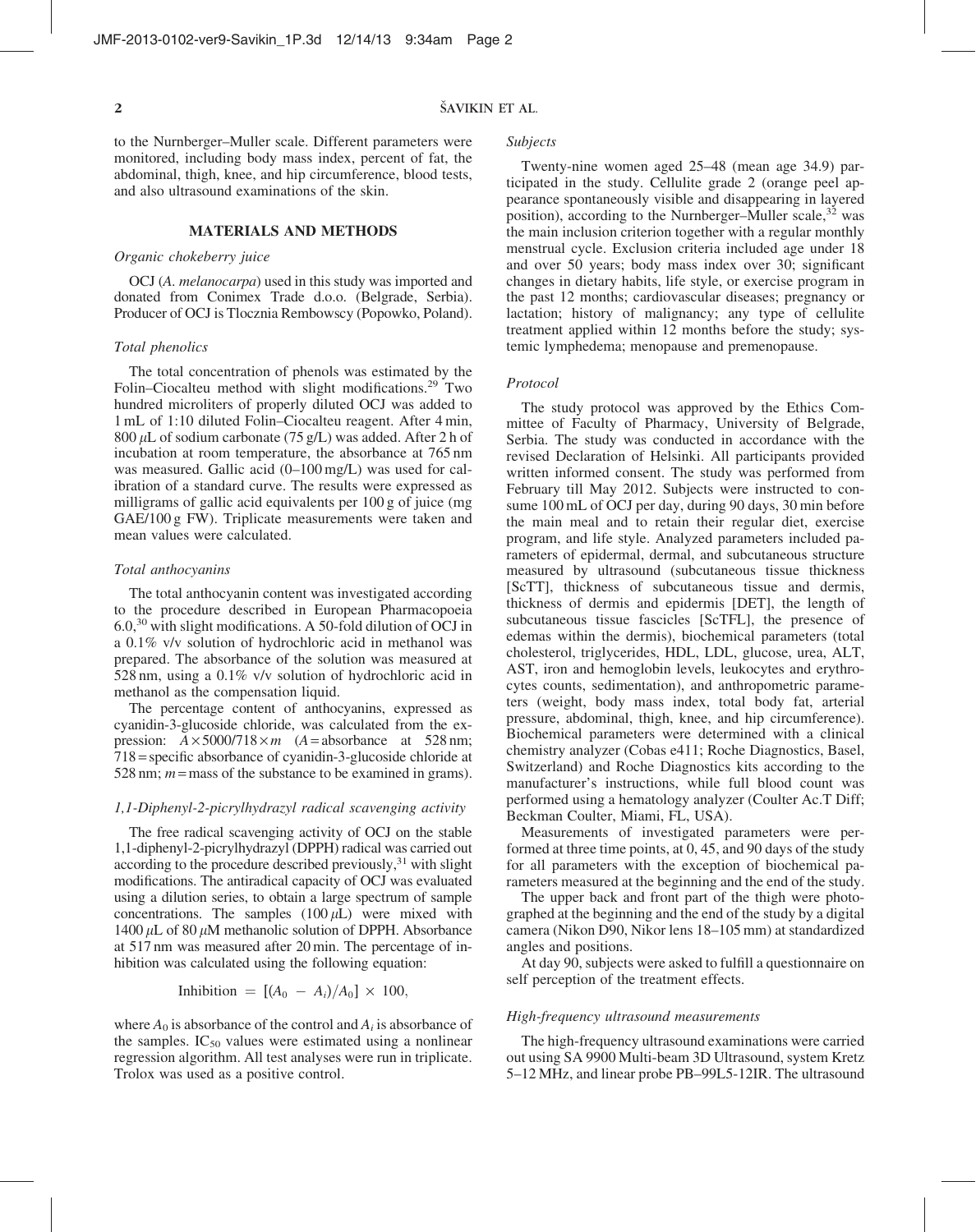to the Nurnberger–Muller scale. Different parameters were monitored, including body mass index, percent of fat, the abdominal, thigh, knee, and hip circumference, blood tests, and also ultrasound examinations of the skin.

## MATERIALS AND METHODS

### *Organic chokeberry juice*

OCJ (*A. melanocarpa*) used in this study was imported and donated from Conimex Trade d.o.o. (Belgrade, Serbia). Producer of OCJ is Tlocznia Rembowscy (Popowko, Poland).

### *Total phenolics*

The total concentration of phenols was estimated by the Folin–Ciocalteu method with slight modifications.[29] Two hundred microliters of properly diluted OCJ was added to 1 mL of 1:10 diluted Folin–Ciocalteu reagent. After 4 min, 800 $\mu$L of sodium carbonate (75 g/L) was added. After 2 h of incubation at room temperature, the absorbance at 765 nm was measured. Gallic acid (0–100 mg/L) was used for calibration of a standard curve. The results were expressed as milligrams of gallic acid equivalents per 100 g of juice (mg GAE/100 g FW). Triplicate measurements were taken and mean values were calculated.

### *Total anthocyanins*

The total anthocyanin content was investigated according to the procedure described in European Pharmacopoeia 6.0,[30] with slight modifications. A 50-fold dilution of OCJ in a 0.1% v/v solution of hydrochloric acid in methanol was prepared. The absorbance of the solution was measured at 528 nm, using a 0.1% v/v solution of hydrochloric acid in methanol as the compensation liquid.

The percentage content of anthocyanins, expressed as cyanidin-3-glucoside chloride, was calculated from the expression: $A \times 5000/718 \times m$ ($A$ = absorbance at 528 nm; 718 = specific absorbance of cyanidin-3-glucoside chloride at 528 nm; $m$ = mass of the substance to be examined in grams).

### *1,1-Diphenyl-2-picrylhydrazyl radical scavenging activity*

The free radical scavenging activity of OCJ on the stable 1,1-diphenyl-2-picrylhydrazyl (DPPH) radical was carried out according to the procedure described previously,[31] with slight modifications. The antiradical capacity of OCJ was evaluated using a dilution series, to obtain a large spectrum of sample concentrations. The samples (100 $\mu$L) were mixed with 1400 $\mu$L of 80 $\mu$M methanolic solution of DPPH. Absorbance at 517 nm was measured after 20 min. The percentage of inhibition was calculated using the following equation:

$$\text{Inhibition} = [(A_0 - A_i)/A_0] \times 100,$$

where $A_0$ is absorbance of the control and $A_i$ is absorbance of the samples. $IC_{50}$ values were estimated using a nonlinear regression algorithm. All test analyses were run in triplicate. Trolox was used as a positive control.

### *Subjects*

Twenty-nine women aged 25–48 (mean age 34.9) participated in the study. Cellulite grade 2 (orange peel appearance spontaneously visible and disappearing in layered position), according to the Nurnberger–Muller scale,[32] was the main inclusion criterion together with a regular monthly menstrual cycle. Exclusion criteria included age under 18 and over 50 years; body mass index over 30; significant changes in dietary habits, life style, or exercise program in the past 12 months; cardiovascular diseases; pregnancy or lactation; history of malignancy; any type of cellulite treatment applied within 12 months before the study; systemic lymphedema; menopause and premenopause.

### *Protocol*

The study protocol was approved by the Ethics Committee of Faculty of Pharmacy, University of Belgrade, Serbia. The study was conducted in accordance with the revised Declaration of Helsinki. All participants provided written informed consent. The study was performed from February till May 2012. Subjects were instructed to consume 100 mL of OCJ per day, during 90 days, 30 min before the main meal and to retain their regular diet, exercise program, and life style. Analyzed parameters included parameters of epidermal, dermal, and subcutaneous structure measured by ultrasound (subcutaneous tissue thickness [ScTT], thickness of subcutaneous tissue and dermis, thickness of dermis and epidermis [DET], the length of subcutaneous tissue fascicles [ScTFL], the presence of edemas within the dermis), biochemical parameters (total cholesterol, triglycerides, HDL, LDL, glucose, urea, ALT, AST, iron and hemoglobin levels, leukocytes and erythrocytes counts, sedimentation), and anthropometric parameters (weight, body mass index, total body fat, arterial pressure, abdominal, thigh, knee, and hip circumference). Biochemical parameters were determined with a clinical chemistry analyzer (Cobas e411; Roche Diagnostics, Basel, Switzerland) and Roche Diagnostics kits according to the manufacturer's instructions, while full blood count was performed using a hematology analyzer (Coulter Ac.T Diff; Beckman Coulter, Miami, FL, USA).

Measurements of investigated parameters were performed at three time points, at 0, 45, and 90 days of the study for all parameters with the exception of biochemical parameters measured at the beginning and the end of the study.

The upper back and front part of the thigh were photographed at the beginning and the end of the study by a digital camera (Nikon D90, Nikor lens 18–105 mm) at standardized angles and positions.

At day 90, subjects were asked to fulfill a questionnaire on self perception of the treatment effects.

### *High-frequency ultrasound measurements*

The high-frequency ultrasound examinations were carried out using SA 9900 Multi-beam 3D Ultrasound, system Kretz 5–12 MHz, and linear probe PB–99L5-12IR. The ultrasound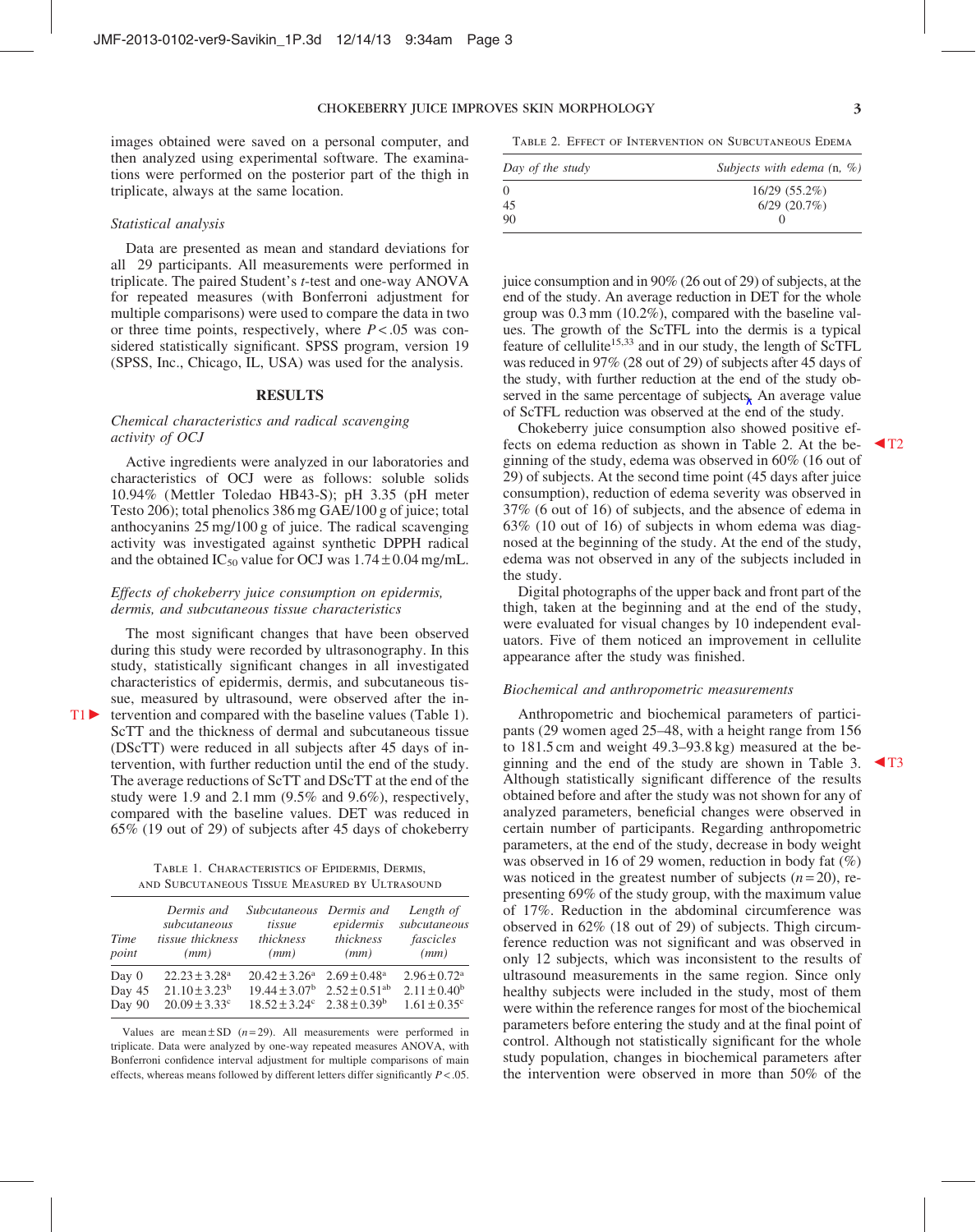images obtained were saved on a personal computer, and then analyzed using experimental software. The examinations were performed on the posterior part of the thigh in triplicate, always at the same location.

### *Statistical analysis*

Data are presented as mean and standard deviations for all 29 participants. All measurements were performed in triplicate. The paired Student's *t*-test and one-way ANOVA for repeated measures (with Bonferroni adjustment for multiple comparisons) were used to compare the data in two or three time points, respectively, where $P < .05$ was considered statistically significant. SPSS program, version 19 (SPSS, Inc., Chicago, IL, USA) was used for the analysis.

## RESULTS

### *Chemical characteristics and radical scavenging activity of OCJ*

Active ingredients were analyzed in our laboratories and characteristics of OCJ were as follows: soluble solids 10.94% (Mettler Toledao HB43-S); pH 3.35 (pH meter Testo 206); total phenolics 386 mg GAE/100 g of juice; total anthocyanins 25 mg/100 g of juice. The radical scavenging activity was investigated against synthetic DPPH radical and the obtained $IC_{50}$ value for OCJ was $1.74 \pm 0.04$ mg/mL.

### *Effects of chokeberry juice consumption on epidermis, dermis, and subcutaneous tissue characteristics*

The most significant changes that have been observed during this study were recorded by ultrasonography. In this study, statistically significant changes in all investigated characteristics of epidermis, dermis, and subcutaneous tissue, measured by ultrasound, were observed after the intervention and compared with the baseline values (Table 1). ScTT and the thickness of dermal and subcutaneous tissue (DScTT) were reduced in all subjects after 45 days of intervention, with further reduction until the end of the study. The average reductions of ScTT and DScTT at the end of the study were 1.9 and 2.1 mm (9.5% and 9.6%), respectively, compared with the baseline values. DET was reduced in 65% (19 out of 29) of subjects after 45 days of chokeberry juice consumption and in 90% (26 out of 29) of subjects, at the end of the study. An average reduction in DET for the whole group was 0.3 mm (10.2%), compared with the baseline values. The growth of the ScTFL into the dermis is a typical feature of cellulite[15,33] and in our study, the length of ScTFL was reduced in 97% (28 out of 29) of subjects after 45 days of the study, with further reduction at the end of the study observed in the same percentage of subjects. An average value of ScTFL reduction was observed at the end of the study.

Table 1. Characteristics of Epidermis, Dermis, and Subcutaneous Tissue Measured by Ultrasound

| Time point | Dermis and subcutaneous tissue thickness (mm) | Subcutaneous tissue thickness (mm) | Dermis and epidermis thickness (mm) | Length of subcutaneous fascicles (mm) |
|---|---|---|---|---|
| Day 0 | $22.23 \pm 3.28^{a}$ | $20.42 \pm 3.26^{a}$ | $2.69 \pm 0.48^{a}$ | $2.96 \pm 0.72^{a}$ |
| Day 45 | $21.10 \pm 3.23^{b}$ | $19.44 \pm 3.07^{b}$ | $2.52 \pm 0.51^{ab}$ | $2.11 \pm 0.40^{b}$ |
| Day 90 | $20.09 \pm 3.33^{c}$ | $18.52 \pm 3.24^{c}$ | $2.38 \pm 0.39^{b}$ | $1.61 \pm 0.35^{c}$ |

Values are mean ± SD ($n = 29$). All measurements were performed in triplicate. Data were analyzed by one-way repeated measures ANOVA, with Bonferroni confidence interval adjustment for multiple comparisons of main effects, whereas means followed by different letters differ significantly $P < .05$.

Table 2. Effect of Intervention on Subcutaneous Edema

| Day of the study | Subjects with edema (n, %) |
|---|---|
| 0 | 16/29 (55.2%) |
| 45 | 6/29 (20.7%) |
| 90 | 0 |

Chokeberry juice consumption also showed positive effects on edema reduction as shown in Table 2. At the beginning of the study, edema was observed in 60% (16 out of 29) of subjects. At the second time point (45 days after juice consumption), reduction of edema severity was observed in 37% (6 out of 16) of subjects, and the absence of edema in 63% (10 out of 16) of subjects in whom edema was diagnosed at the beginning of the study. At the end of the study, edema was not observed in any of the subjects included in the study.

Digital photographs of the upper back and front part of the thigh, taken at the beginning and at the end of the study, were evaluated for visual changes by 10 independent evaluators. Five of them noticed an improvement in cellulite appearance after the study was finished.

### *Biochemical and anthropometric measurements*

Anthropometric and biochemical parameters of participants (29 women aged 25–48, with a height range from 156 to 181.5 cm and weight 49.3–93.8 kg) measured at the beginning and the end of the study are shown in Table 3. Although statistically significant difference of the results obtained before and after the study was not shown for any of analyzed parameters, beneficial changes were observed in certain number of participants. Regarding anthropometric parameters, at the end of the study, decrease in body weight was observed in 16 of 29 women, reduction in body fat (%) was noticed in the greatest number of subjects ($n = 20$), representing 69% of the study group, with the maximum value of 17%. Reduction in the abdominal circumference was observed in 62% (18 out of 29) of subjects. Thigh circumference reduction was not significant and was observed in only 12 subjects, which was inconsistent to the results of ultrasound measurements in the same region. Since only healthy subjects were included in the study, most of them were within the reference ranges for most of the biochemical parameters before entering the study and at the final point of control. Although not statistically significant for the whole study population, changes in biochemical parameters after the intervention were observed in more than 50% of the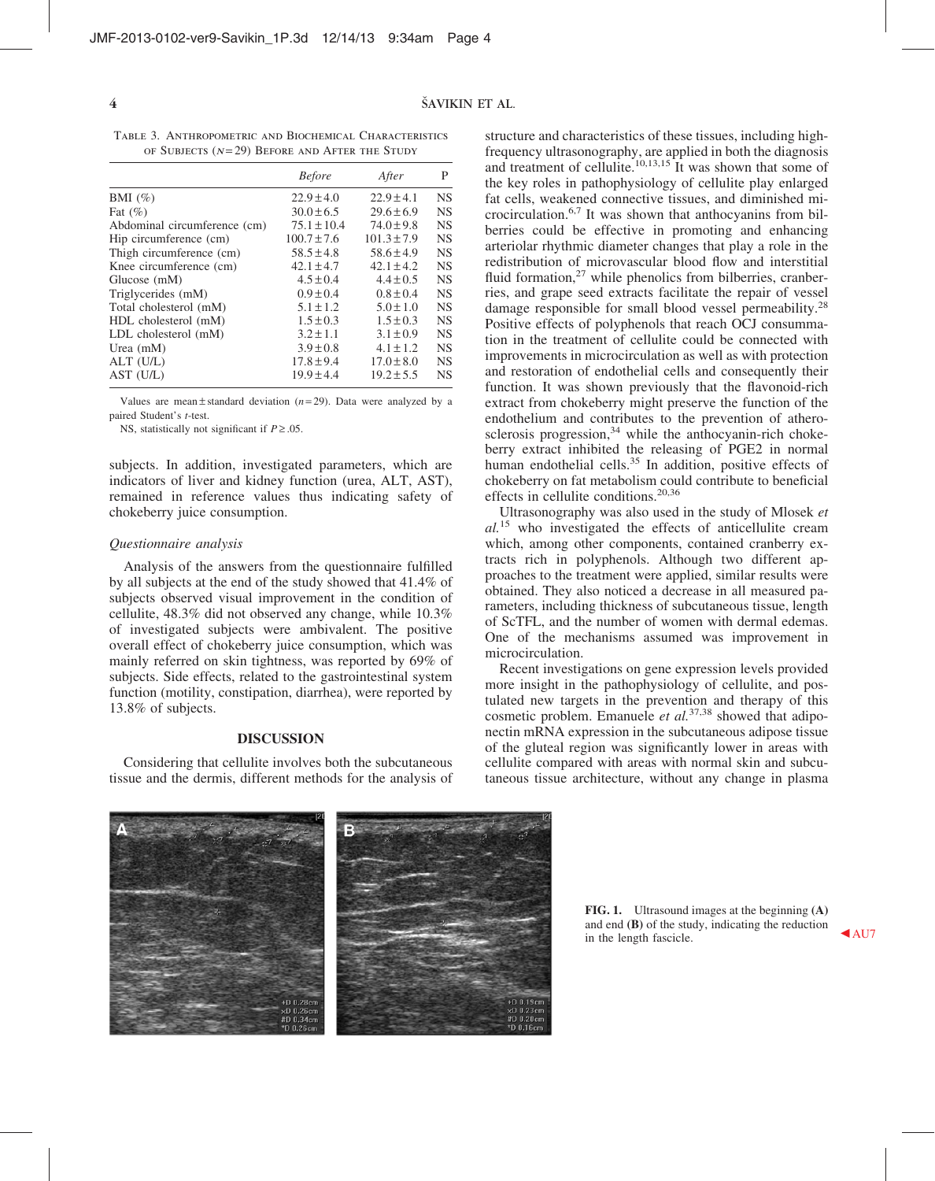TABLE 3. ANTHROPOMETRIC AND BIOCHEMICAL CHARACTERISTICS OF SUBJECTS ($N$=29) BEFORE AND AFTER THE STUDY

| | *Before* | *After* | P |
|---|---|---|---|
| BMI (%) | 22.9 ± 4.0 | 22.9 ± 4.1 | NS |
| Fat (%) | 30.0 ± 6.5 | 29.6 ± 6.9 | NS |
| Abdominal circumference (cm) | 75.1 ± 10.4 | 74.0 ± 9.8 | NS |
| Hip circumference (cm) | 100.7 ± 7.6 | 101.3 ± 7.9 | NS |
| Thigh circumference (cm) | 58.5 ± 4.8 | 58.6 ± 4.9 | NS |
| Knee circumference (cm) | 42.1 ± 4.7 | 42.1 ± 4.2 | NS |
| Glucose (mM) | 4.5 ± 0.4 | 4.4 ± 0.5 | NS |
| Triglycerides (mM) | 0.9 ± 0.4 | 0.8 ± 0.4 | NS |
| Total cholesterol (mM) | 5.1 ± 1.2 | 5.0 ± 1.0 | NS |
| HDL cholesterol (mM) | 1.5 ± 0.3 | 1.5 ± 0.3 | NS |
| LDL cholesterol (mM) | 3.2 ± 1.1 | 3.1 ± 0.9 | NS |
| Urea (mM) | 3.9 ± 0.8 | 4.1 ± 1.2 | NS |
| ALT (U/L) | 17.8 ± 9.4 | 17.0 ± 8.0 | NS |
| AST (U/L) | 19.9 ± 4.4 | 19.2 ± 5.5 | NS |

Values are mean ± standard deviation ($n$=29). Data were analyzed by a paired Student's *t*-test.

NS, statistically not significant if $P \geq .05$.

subjects. In addition, investigated parameters, which are indicators of liver and kidney function (urea, ALT, AST), remained in reference values thus indicating safety of chokeberry juice consumption.

### *Questionnaire analysis*

Analysis of the answers from the questionnaire fulfilled by all subjects at the end of the study showed that 41.4% of subjects observed visual improvement in the condition of cellulite, 48.3% did not observed any change, while 10.3% of investigated subjects were ambivalent. The positive overall effect of chokeberry juice consumption, which was mainly referred on skin tightness, was reported by 69% of subjects. Side effects, related to the gastrointestinal system function (motility, constipation, diarrhea), were reported by 13.8% of subjects.

## DISCUSSION

Considering that cellulite involves both the subcutaneous tissue and the dermis, different methods for the analysis of structure and characteristics of these tissues, including high-frequency ultrasonography, are applied in both the diagnosis and treatment of cellulite.[10,13,15] It was shown that some of the key roles in pathophysiology of cellulite play enlarged fat cells, weakened connective tissues, and diminished microcirculation.[6,7] It was shown that anthocyanins from bilberries could be effective in promoting and enhancing arteriolar rhythmic diameter changes that play a role in the redistribution of microvascular blood flow and interstitial fluid formation,[27] while phenolics from bilberries, cranberries, and grape seed extracts facilitate the repair of vessel damage responsible for small blood vessel permeability.[28] Positive effects of polyphenols that reach OCJ consummation in the treatment of cellulite could be connected with improvements in microcirculation as well as with protection and restoration of endothelial cells and consequently their function. It was shown previously that the flavonoid-rich extract from chokeberry might preserve the function of the endothelium and contributes to the prevention of atherosclerosis progression,[34] while the anthocyanin-rich chokeberry extract inhibited the releasing of PGE2 in normal human endothelial cells.[35] In addition, positive effects of chokeberry on fat metabolism could contribute to beneficial effects in cellulite conditions.[20,36]

Ultrasonography was also used in the study of Mlosek *et al.*[15] who investigated the effects of anticellulite cream which, among other components, contained cranberry extracts rich in polyphenols. Although two different approaches to the treatment were applied, similar results were obtained. They also noticed a decrease in all measured parameters, including thickness of subcutaneous tissue, length of ScTFL, and the number of women with dermal edemas. One of the mechanisms assumed was improvement in microcirculation.

Recent investigations on gene expression levels provided more insight in the pathophysiology of cellulite, and postulated new targets in the prevention and therapy of this cosmetic problem. Emanuele *et al.*[37,38] showed that adiponectin mRNA expression in the subcutaneous adipose tissue of the gluteal region was significantly lower in areas with cellulite compared with areas with normal skin and subcutaneous tissue architecture, without any change in plasma

**FIG. 1.** Ultrasound images at the beginning **(A)** and end **(B)** of the study, indicating the reduction in the length fascicle.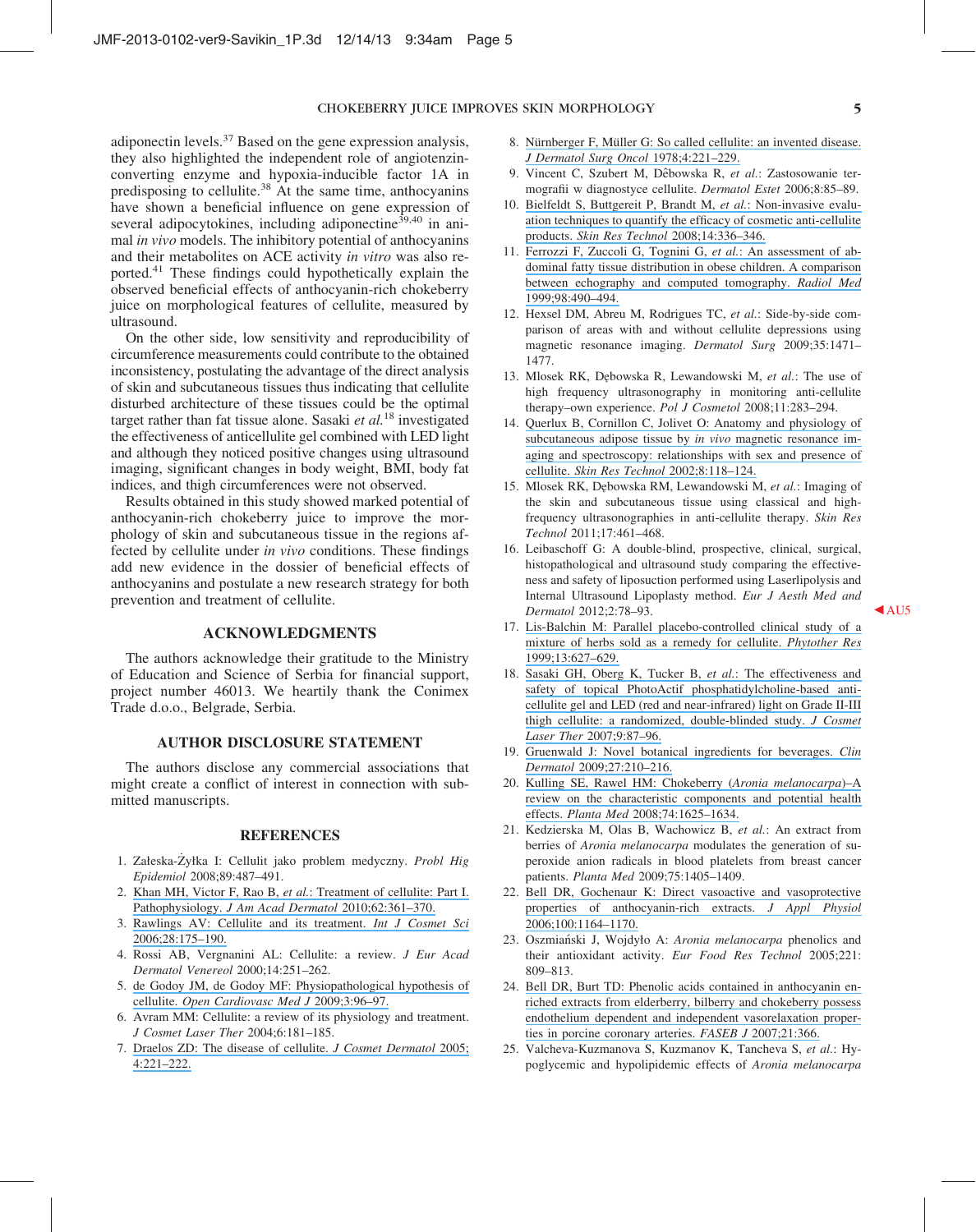adiponectin levels.[37] Based on the gene expression analysis, they also highlighted the independent role of angiotenzin-converting enzyme and hypoxia-inducible factor 1A in predisposing to cellulite.[38] At the same time, anthocyanins have shown a beneficial influence on gene expression of several adipocytokines, including adiponectine[39,40] in animal *in vivo* models. The inhibitory potential of anthocyanins and their metabolites on ACE activity *in vitro* was also reported.[41] These findings could hypothetically explain the observed beneficial effects of anthocyanin-rich chokeberry juice on morphological features of cellulite, measured by ultrasound.

On the other side, low sensitivity and reproducibility of circumference measurements could contribute to the obtained inconsistency, postulating the advantage of the direct analysis of skin and subcutaneous tissues thus indicating that cellulite disturbed architecture of these tissues could be the optimal target rather than fat tissue alone. Sasaki *et al.*[18] investigated the effectiveness of anticellulite gel combined with LED light and although they noticed positive changes using ultrasound imaging, significant changes in body weight, BMI, body fat indices, and thigh circumferences were not observed.

Results obtained in this study showed marked potential of anthocyanin-rich chokeberry juice to improve the morphology of skin and subcutaneous tissue in the regions affected by cellulite under *in vivo* conditions. These findings add new evidence in the dossier of beneficial effects of anthocyanins and postulate a new research strategy for both prevention and treatment of cellulite.

## ACKNOWLEDGMENTS

The authors acknowledge their gratitude to the Ministry of Education and Science of Serbia for financial support, project number 46013. We heartily thank the Conimex Trade d.o.o., Belgrade, Serbia.

## AUTHOR DISCLOSURE STATEMENT

The authors disclose any commercial associations that might create a conflict of interest in connection with submitted manuscripts.

## REFERENCES

1. Załeska-Żyłka I: Cellulit jako problem medyczny. *Probl Hig Epidemiol* 2008;89:487–491.
2. Khan MH, Victor F, Rao B, *et al.*: Treatment of cellulite: Part I. Pathophysiology. *J Am Acad Dermatol* 2010;62:361–370.
3. Rawlings AV: Cellulite and its treatment. *Int J Cosmet Sci* 2006;28:175–190.
4. Rossi AB, Vergnanini AL: Cellulite: a review. *J Eur Acad Dermatol Venereol* 2000;14:251–262.
5. de Godoy JM, de Godoy MF: Physiopathological hypothesis of cellulite. *Open Cardiovasc Med J* 2009;3:96–97.
6. Avram MM: Cellulite: a review of its physiology and treatment. *J Cosmet Laser Ther* 2004;6:181–185.
7. Draelos ZD: The disease of cellulite. *J Cosmet Dermatol* 2005; 4:221–222.
8. Nürnberger F, Müller G: So called cellulite: an invented disease. *J Dermatol Surg Oncol* 1978;4:221–229.
9. Vincent C, Szubert M, Dêbowska R, *et al.*: Zastosowanie termografii w diagnostyce cellulite. *Dermatol Estet* 2006;8:85–89.
10. Bielfeldt S, Buttgereit P, Brandt M, *et al.*: Non-invasive evaluation techniques to quantify the efficacy of cosmetic anti-cellulite products. *Skin Res Technol* 2008;14:336–346.
11. Ferrozzi F, Zuccoli G, Tognini G, *et al.*: An assessment of abdominal fatty tissue distribution in obese children. A comparison between echography and computed tomography. *Radiol Med* 1999;98:490–494.
12. Hexsel DM, Abreu M, Rodrigues TC, *et al.*: Side-by-side comparison of areas with and without cellulite depressions using magnetic resonance imaging. *Dermatol Surg* 2009;35:1471–1477.
13. Mlosek RK, Dębowska R, Lewandowski M, *et al.*: The use of high frequency ultrasonography in monitoring anti-cellulite therapy–own experience. *Pol J Cosmetol* 2008;11:283–294.
14. Querlux B, Cornillon C, Jolivet O: Anatomy and physiology of subcutaneous adipose tissue by *in vivo* magnetic resonance imaging and spectroscopy: relationships with sex and presence of cellulite. *Skin Res Technol* 2002;8:118–124.
15. Mlosek RK, Dębowska RM, Lewandowski M, *et al.*: Imaging of the skin and subcutaneous tissue using classical and high-frequency ultrasonographies in anti-cellulite therapy. *Skin Res Technol* 2011;17:461–468.
16. Leibaschoff G: A double-blind, prospective, clinical, surgical, histopathological and ultrasound study comparing the effectiveness and safety of liposuction performed using Laserlipolysis and Internal Ultrasound Lipoplasty method. *Eur J Aesth Med and Dermatol* 2012;2:78–93.
17. Lis-Balchin M: Parallel placebo-controlled clinical study of a mixture of herbs sold as a remedy for cellulite. *Phytother Res* 1999;13:627–629.
18. Sasaki GH, Oberg K, Tucker B, *et al.*: The effectiveness and safety of topical PhotoActif phosphatidylcholine-based anti-cellulite gel and LED (red and near-infrared) light on Grade II-III thigh cellulite: a randomized, double-blinded study. *J Cosmet Laser Ther* 2007;9:87–96.
19. Gruenwald J: Novel botanical ingredients for beverages. *Clin Dermatol* 2009;27:210–216.
20. Kulling SE, Rawel HM: Chokeberry (*Aronia melanocarpa*)–A review on the characteristic components and potential health effects. *Planta Med* 2008;74:1625–1634.
21. Kedzierska M, Olas B, Wachowicz B, *et al.*: An extract from berries of *Aronia melanocarpa* modulates the generation of superoxide anion radicals in blood platelets from breast cancer patients. *Planta Med* 2009;75:1405–1409.
22. Bell DR, Gochenaur K: Direct vasoactive and vasoprotective properties of anthocyanin-rich extracts. *J Appl Physiol* 2006;100:1164–1170.
23. Oszmiański J, Wojdyło A: *Aronia melanocarpa* phenolics and their antioxidant activity. *Eur Food Res Technol* 2005;221: 809–813.
24. Bell DR, Burt TD: Phenolic acids contained in anthocyanin enriched extracts from elderberry, bilberry and chokeberry possess endothelium dependent and independent vasorelaxation properties in porcine coronary arteries. *FASEB J* 2007;21:366.
25. Valcheva-Kuzmanova S, Kuzmanov K, Tancheva S, *et al.*: Hypoglycemic and hypolipidemic effects of *Aronia melanocarpa*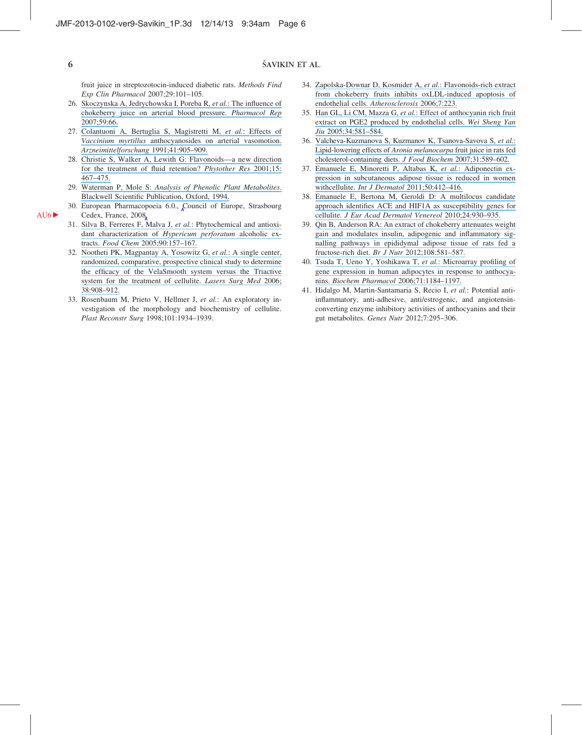fruit juice in streptozotocin-induced diabetic rats. *Methods Find Exp Clin Pharmacol* 2007;29:101–105.

26. Skoczynska A, Jedrychowska I, Poreba R, *et al.*: The influence of chokeberry juice on arterial blood pressure. *Pharmacol Rep* 2007;59:66.
27. Colantuoni A, Bertuglia S, Magistretti M, *et al.*: Effects of *Vaccinium myrtillus* anthocyanosides on arterial vasomotion. *Arzneimittelforschung* 1991;41:905–909.
28. Christie S, Walker A, Lewith G: Flavonoids—a new direction for the treatment of fluid retention? *Phytother Res* 2001;15: 467–475.
29. Waterman P, Mole S: *Analysis of Phenolic Plant Metabolites*. Blackwell Scientific Publication, Oxford, 1994.
30. European Pharmacopoeia 6.0., Council of Europe, Strasbourg Cedex, France, 2008.
31. Silva B, Ferreres F, Malva J, *et al.*: Phytochemical and antioxidant characterization of *Hypericum perforatum* alcoholic extracts. *Food Chem* 2005;90:157–167.
32. Nootheti PK, Magpantay A, Yosowitz G, *et al.*: A single center, randomized, comparative, prospective clinical study to determine the efficacy of the VelaSmooth system versus the Triactive system for the treatment of cellulite. *Lasers Surg Med* 2006; 38:908–912.
33. Rosenbaum M, Prieto V, Hellmer J, *et al.*: An exploratory investigation of the morphology and biochemistry of cellulite. *Plast Reconstr Surg* 1998;101:1934–1939.
34. Zapolska-Downar D, Kosmider A, *et al.*: Flavonoids-rich extract from chokeberry fruits inhibits oxLDL-induced apoptosis of endothelial cells. *Atherosclerosis* 2006;7:223.
35. Han GL, Li CM, Mazza G, *et al.*: Effect of anthocyanin rich fruit extract on PGE2 produced by endothelial cells. *Wei Sheng Yan Jiu* 2005;34:581–584.
36. Valcheva-Kuzmanova S, Kuzmanov K, Tsanova-Savova S, *et al.*: Lipid-lowering effects of *Aronia melanocarpa* fruit juice in rats fed cholesterol-containing diets. *J Food Biochem* 2007;31:589–602.
37. Emanuele E, Minoretti P, Altabas K, *et al.*: Adiponectin expression in subcutaneous adipose tissue is reduced in women withcellulite. *Int J Dermatol* 2011;50:412–416.
38. Emanuele E, Bertona M, Geroldi D: A multilocus candidate approach identifies ACE and HIF1A as susceptibility genes for cellulite. *J Eur Acad Dermatol Venereol* 2010;24:930–935.
39. Qin B, Anderson RA: An extract of chokeberry attenuates weight gain and modulates insulin, adipogenic and inflammatory signalling pathways in epididymal adipose tissue of rats fed a fructose-rich diet. *Br J Nutr* 2012;108:581–587.
40. Tsuda T, Ueno Y, Yoshikawa T, *et al.*: Microarray profiling of gene expression in human adipocytes in response to anthocyanins. *Biochem Pharmacol* 2006;71:1184–1197.
41. Hidalgo M, Martin-Santamaria S, Recio I, *et al.*: Potential anti-inflammatory, anti-adhesive, anti/estrogenic, and angiotensin-converting enzyme inhibitory activities of anthocyanins and their gut metabolites. *Genes Nutr* 2012;7:295–306.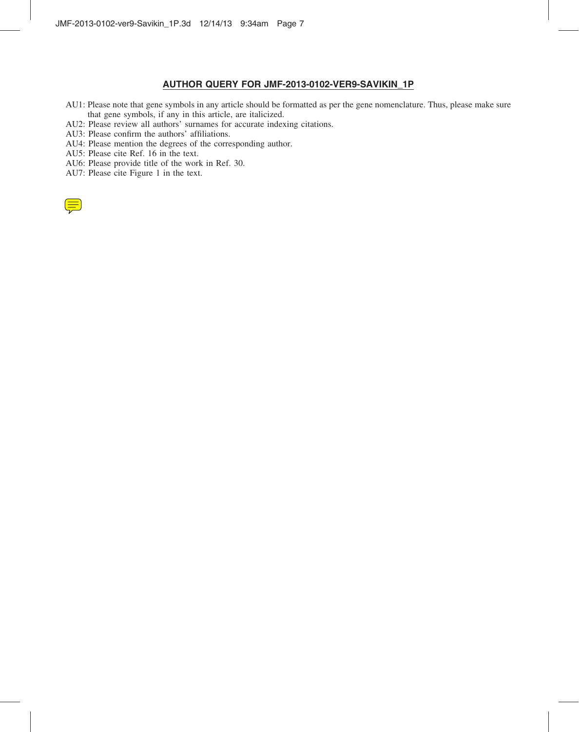## AUTHOR QUERY FOR JMF-2013-0102-VER9-SAVIKIN_1P

AU1: Please note that gene symbols in any article should be formatted as per the gene nomenclature. Thus, please make sure that gene symbols, if any in this article, are italicized.

AU2: Please review all authors' surnames for accurate indexing citations.

AU3: Please confirm the authors' affiliations.

AU4: Please mention the degrees of the corresponding author.

AU5: Please cite Ref. 16 in the text.

AU6: Please provide title of the work in Ref. 30.

AU7: Please cite Figure 1 in the text.